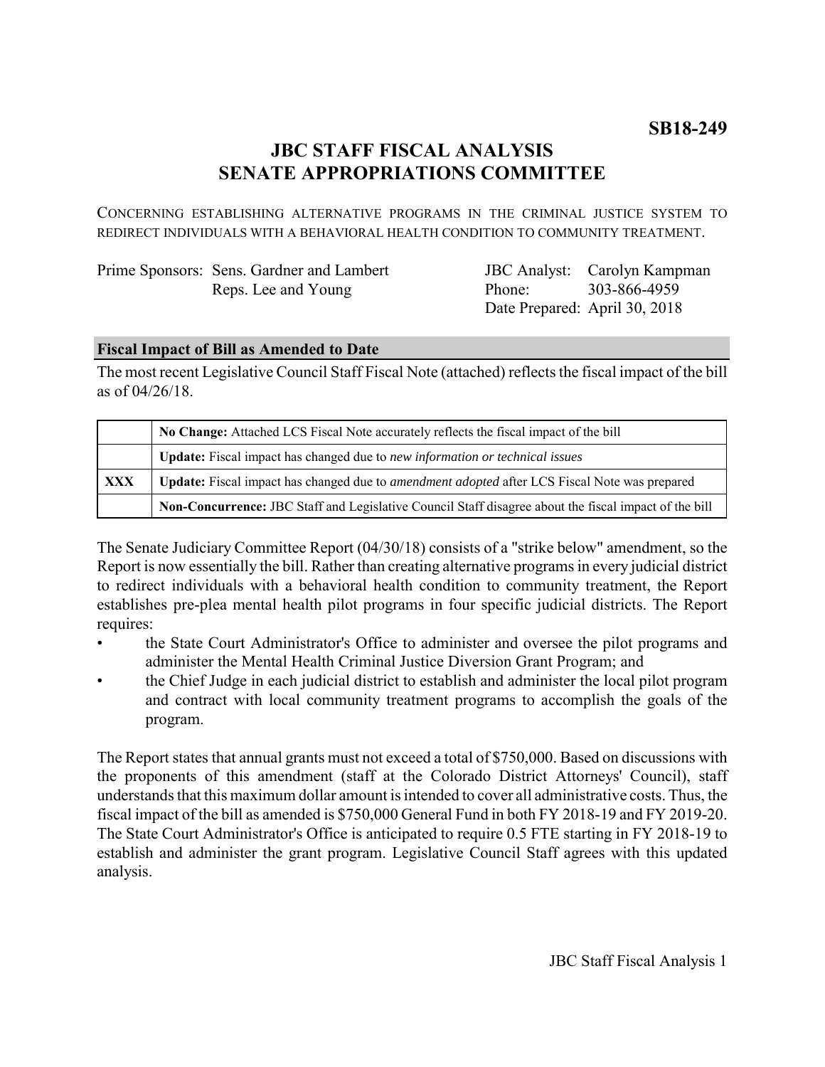**SB18-249**

# JBC STAFF FISCAL ANALYSIS
# SENATE APPROPRIATIONS COMMITTEE

CONCERNING ESTABLISHING ALTERNATIVE PROGRAMS IN THE CRIMINAL JUSTICE SYSTEM TO REDIRECT INDIVIDUALS WITH A BEHAVIORAL HEALTH CONDITION TO COMMUNITY TREATMENT.

| Prime Sponsors: | Sens. Gardner and Lambert | JBC Analyst: | Carolyn Kampman |
|---|---|---|---|
| | Reps. Lee and Young | Phone: | 303-866-4959 |
| | | Date Prepared: | April 30, 2018 |

## Fiscal Impact of Bill as Amended to Date

The most recent Legislative Council Staff Fiscal Note (attached) reflects the fiscal impact of the bill as of 04/26/18.

| | |
|---|---|
| | **No Change:** Attached LCS Fiscal Note accurately reflects the fiscal impact of the bill |
| | **Update:** Fiscal impact has changed due to *new information or technical issues* |
| **XXX** | **Update:** Fiscal impact has changed due to *amendment adopted* after LCS Fiscal Note was prepared |
| | **Non-Concurrence:** JBC Staff and Legislative Council Staff disagree about the fiscal impact of the bill |

The Senate Judiciary Committee Report (04/30/18) consists of a "strike below" amendment, so the Report is now essentially the bill. Rather than creating alternative programs in every judicial district to redirect individuals with a behavioral health condition to community treatment, the Report establishes pre-plea mental health pilot programs in four specific judicial districts. The Report requires:

- the State Court Administrator's Office to administer and oversee the pilot programs and administer the Mental Health Criminal Justice Diversion Grant Program; and
- the Chief Judge in each judicial district to establish and administer the local pilot program and contract with local community treatment programs to accomplish the goals of the program.

The Report states that annual grants must not exceed a total of $750,000. Based on discussions with the proponents of this amendment (staff at the Colorado District Attorneys' Council), staff understands that this maximum dollar amount is intended to cover all administrative costs. Thus, the fiscal impact of the bill as amended is $750,000 General Fund in both FY 2018-19 and FY 2019-20. The State Court Administrator's Office is anticipated to require 0.5 FTE starting in FY 2018-19 to establish and administer the grant program. Legislative Council Staff agrees with this updated analysis.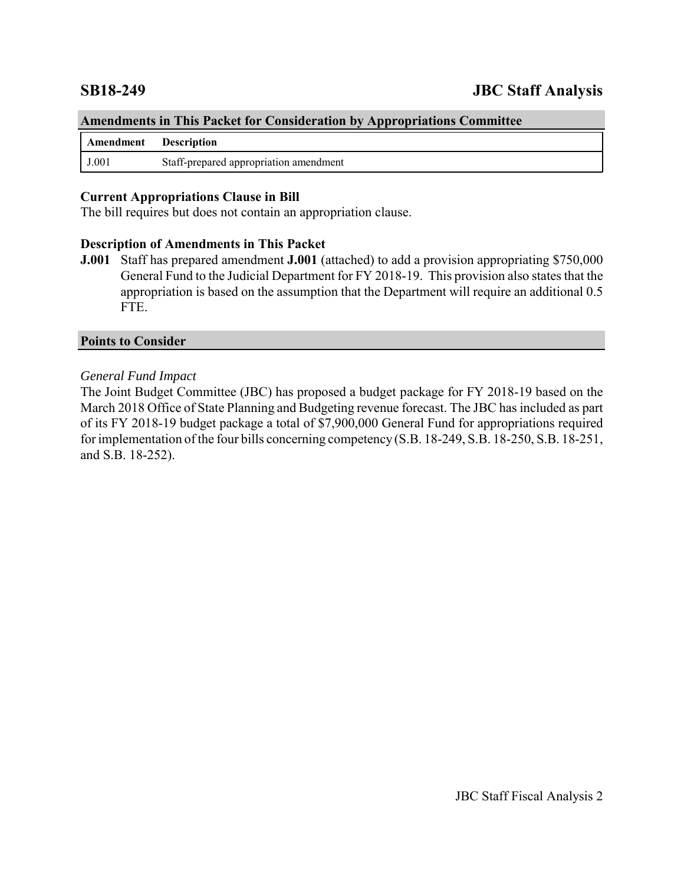# SB18-249 JBC Staff Analysis

## Amendments in This Packet for Consideration by Appropriations Committee

| Amendment | Description |
|---|---|
| J.001 | Staff-prepared appropriation amendment |

### Current Appropriations Clause in Bill

The bill requires but does not contain an appropriation clause.

### Description of Amendments in This Packet

**J.001** Staff has prepared amendment **J.001** (attached) to add a provision appropriating $750,000 General Fund to the Judicial Department for FY 2018-19. This provision also states that the appropriation is based on the assumption that the Department will require an additional 0.5 FTE.

## Points to Consider

*General Fund Impact*

The Joint Budget Committee (JBC) has proposed a budget package for FY 2018-19 based on the March 2018 Office of State Planning and Budgeting revenue forecast. The JBC has included as part of its FY 2018-19 budget package a total of $7,900,000 General Fund for appropriations required for implementation of the four bills concerning competency (S.B. 18-249, S.B. 18-250, S.B. 18-251, and S.B. 18-252).